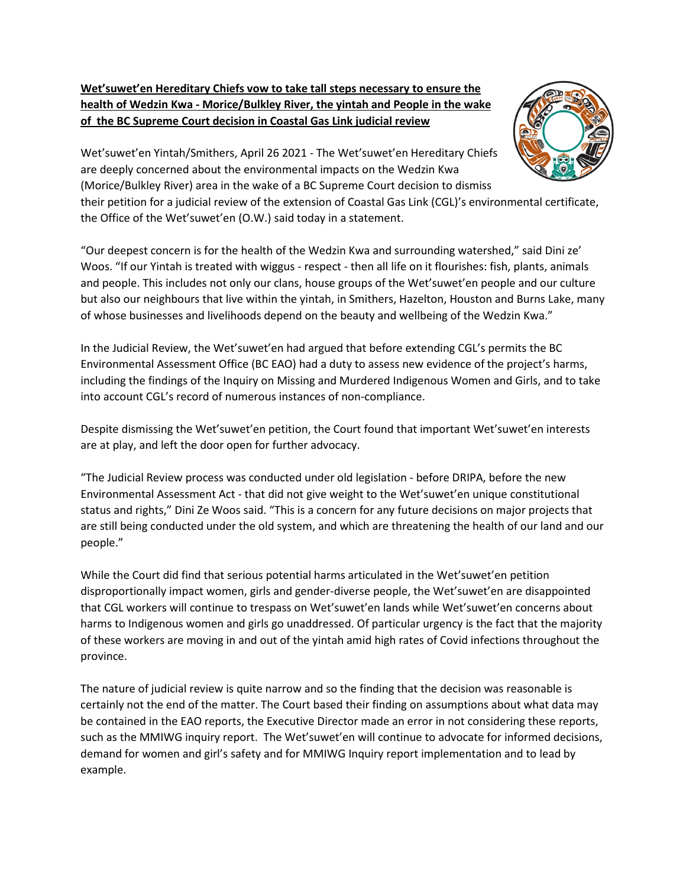**Wet'suwet'en Hereditary Chiefs vow to take tall steps necessary to ensure the health of Wedzin Kwa - Morice/Bulkley River, the yintah and People in the wake of the BC Supreme Court decision in Coastal Gas Link judicial review**

Wet'suwet'en Yintah/Smithers, April 26 2021 - The Wet'suwet'en Hereditary Chiefs are deeply concerned about the environmental impacts on the Wedzin Kwa (Morice/Bulkley River) area in the wake of a BC Supreme Court decision to dismiss their petition for a judicial review of the extension of Coastal Gas Link (CGL)'s environmental certificate, the Office of the Wet'suwet'en (O.W.) said today in a statement.

"Our deepest concern is for the health of the Wedzin Kwa and surrounding watershed," said Dini ze' Woos. "If our Yintah is treated with wiggus - respect - then all life on it flourishes: fish, plants, animals and people. This includes not only our clans, house groups of the Wet'suwet'en people and our culture but also our neighbours that live within the yintah, in Smithers, Hazelton, Houston and Burns Lake, many of whose businesses and livelihoods depend on the beauty and wellbeing of the Wedzin Kwa."

In the Judicial Review, the Wet'suwet'en had argued that before extending CGL's permits the BC Environmental Assessment Office (BC EAO) had a duty to assess new evidence of the project's harms, including the findings of the Inquiry on Missing and Murdered Indigenous Women and Girls, and to take into account CGL's record of numerous instances of non-compliance.

Despite dismissing the Wet'suwet'en petition, the Court found that important Wet'suwet'en interests are at play, and left the door open for further advocacy.

"The Judicial Review process was conducted under old legislation - before DRIPA, before the new Environmental Assessment Act - that did not give weight to the Wet'suwet'en unique constitutional status and rights," Dini Ze Woos said. "This is a concern for any future decisions on major projects that are still being conducted under the old system, and which are threatening the health of our land and our people."

While the Court did find that serious potential harms articulated in the Wet'suwet'en petition disproportionally impact women, girls and gender-diverse people, the Wet'suwet'en are disappointed that CGL workers will continue to trespass on Wet'suwet'en lands while Wet'suwet'en concerns about harms to Indigenous women and girls go unaddressed. Of particular urgency is the fact that the majority of these workers are moving in and out of the yintah amid high rates of Covid infections throughout the province.

The nature of judicial review is quite narrow and so the finding that the decision was reasonable is certainly not the end of the matter. The Court based their finding on assumptions about what data may be contained in the EAO reports, the Executive Director made an error in not considering these reports, such as the MMIWG inquiry report. The Wet'suwet'en will continue to advocate for informed decisions, demand for women and girl's safety and for MMIWG Inquiry report implementation and to lead by example.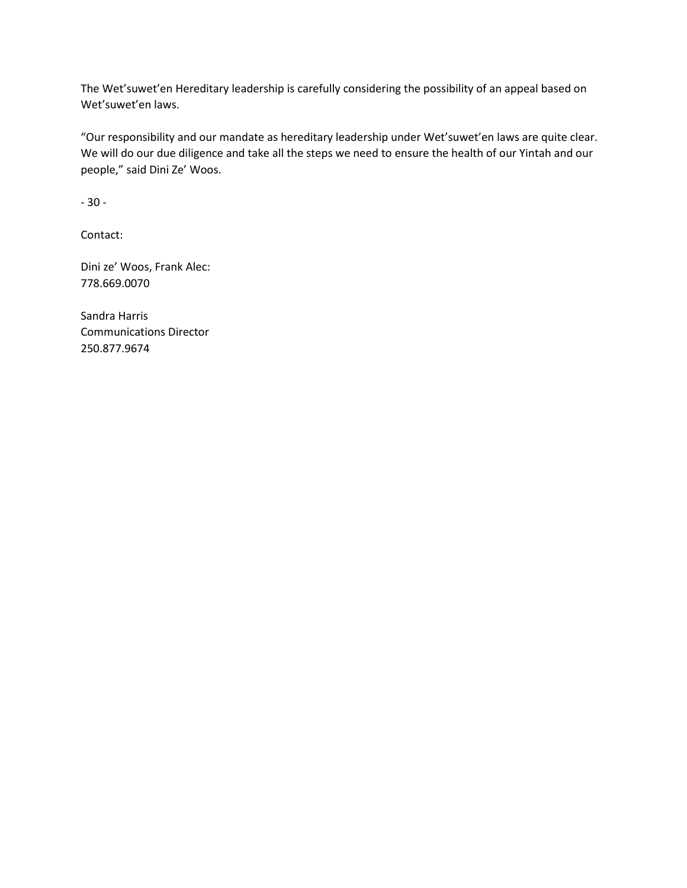The Wet'suwet'en Hereditary leadership is carefully considering the possibility of an appeal based on Wet'suwet'en laws.

"Our responsibility and our mandate as hereditary leadership under Wet'suwet'en laws are quite clear. We will do our due diligence and take all the steps we need to ensure the health of our Yintah and our people," said Dini Ze' Woos.

- 30 -

Contact:

Dini ze' Woos, Frank Alec:
778.669.0070

Sandra Harris
Communications Director
250.877.9674